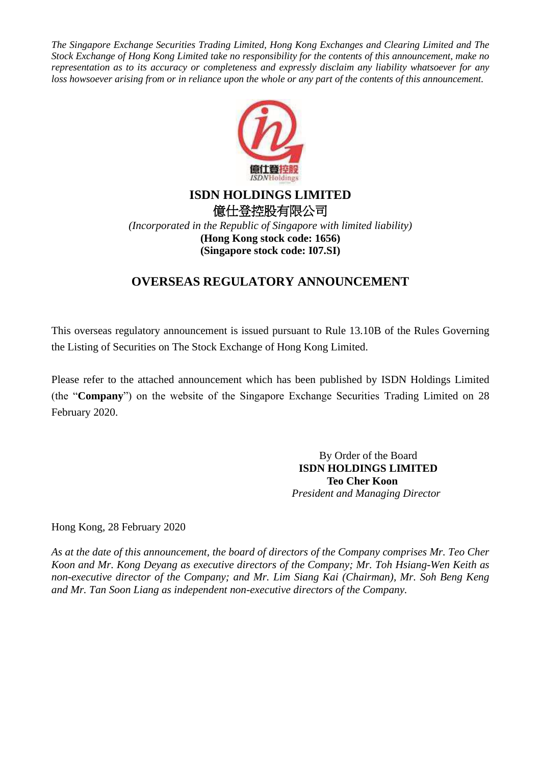*The Singapore Exchange Securities Trading Limited, Hong Kong Exchanges and Clearing Limited and The Stock Exchange of Hong Kong Limited take no responsibility for the contents of this announcement, make no representation as to its accuracy or completeness and expressly disclaim any liability whatsoever for any loss howsoever arising from or in reliance upon the whole or any part of the contents of this announcement.*

# ISDN HOLDINGS LIMITED
# 億仕登控股有限公司

*(Incorporated in the Republic of Singapore with limited liability)*
**(Hong Kong stock code: 1656)**
**(Singapore stock code: I07.SI)**

## OVERSEAS REGULATORY ANNOUNCEMENT

This overseas regulatory announcement is issued pursuant to Rule 13.10B of the Rules Governing the Listing of Securities on The Stock Exchange of Hong Kong Limited.

Please refer to the attached announcement which has been published by ISDN Holdings Limited (the "**Company**") on the website of the Singapore Exchange Securities Trading Limited on 28 February 2020.

By Order of the Board
**ISDN HOLDINGS LIMITED**
**Teo Cher Koon**
*President and Managing Director*

Hong Kong, 28 February 2020

*As at the date of this announcement, the board of directors of the Company comprises Mr. Teo Cher Koon and Mr. Kong Deyang as executive directors of the Company; Mr. Toh Hsiang-Wen Keith as non-executive director of the Company; and Mr. Lim Siang Kai (Chairman), Mr. Soh Beng Keng and Mr. Tan Soon Liang as independent non-executive directors of the Company.*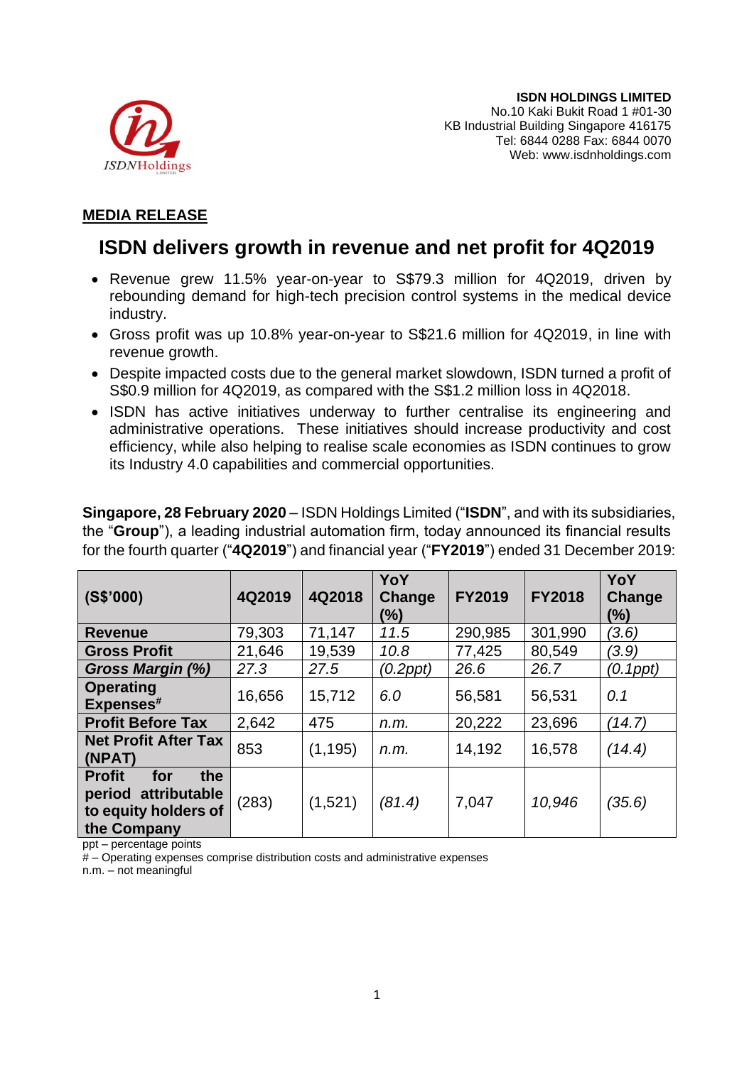**ISDN HOLDINGS LIMITED**
No.10 Kaki Bukit Road 1 #01-30
KB Industrial Building Singapore 416175
Tel: 6844 0288 Fax: 6844 0070
Web: www.isdnholdings.com

**MEDIA RELEASE**

# ISDN delivers growth in revenue and net profit for 4Q2019

- Revenue grew 11.5% year-on-year to S$79.3 million for 4Q2019, driven by rebounding demand for high-tech precision control systems in the medical device industry.
- Gross profit was up 10.8% year-on-year to S$21.6 million for 4Q2019, in line with revenue growth.
- Despite impacted costs due to the general market slowdown, ISDN turned a profit of S$0.9 million for 4Q2019, as compared with the S$1.2 million loss in 4Q2018.
- ISDN has active initiatives underway to further centralise its engineering and administrative operations. These initiatives should increase productivity and cost efficiency, while also helping to realise scale economies as ISDN continues to grow its Industry 4.0 capabilities and commercial opportunities.

**Singapore, 28 February 2020** – ISDN Holdings Limited ("**ISDN**", and with its subsidiaries, the "**Group**"), a leading industrial automation firm, today announced its financial results for the fourth quarter ("**4Q2019**") and financial year ("**FY2019**") ended 31 December 2019:

| (S$'000) | 4Q2019 | 4Q2018 | YoY Change (%) | FY2019 | FY2018 | YoY Change (%) |
|---|---|---|---|---|---|---|
| **Revenue** | 79,303 | 71,147 | *11.5* | 290,985 | 301,990 | *(3.6)* |
| **Gross Profit** | 21,646 | 19,539 | *10.8* | 77,425 | 80,549 | *(3.9)* |
| ***Gross Margin (%)*** | *27.3* | *27.5* | *(0.2ppt)* | *26.6* | *26.7* | *(0.1ppt)* |
| **Operating Expenses#** | 16,656 | 15,712 | *6.0* | 56,581 | 56,531 | *0.1* |
| **Profit Before Tax** | 2,642 | 475 | *n.m.* | 20,222 | 23,696 | *(14.7)* |
| **Net Profit After Tax (NPAT)** | 853 | (1,195) | *n.m.* | 14,192 | 16,578 | *(14.4)* |
| **Profit for the period attributable to equity holders of the Company** | (283) | (1,521) | *(81.4)* | 7,047 | *10,946* | *(35.6)* |

ppt – percentage points
# – Operating expenses comprise distribution costs and administrative expenses
n.m. – not meaningful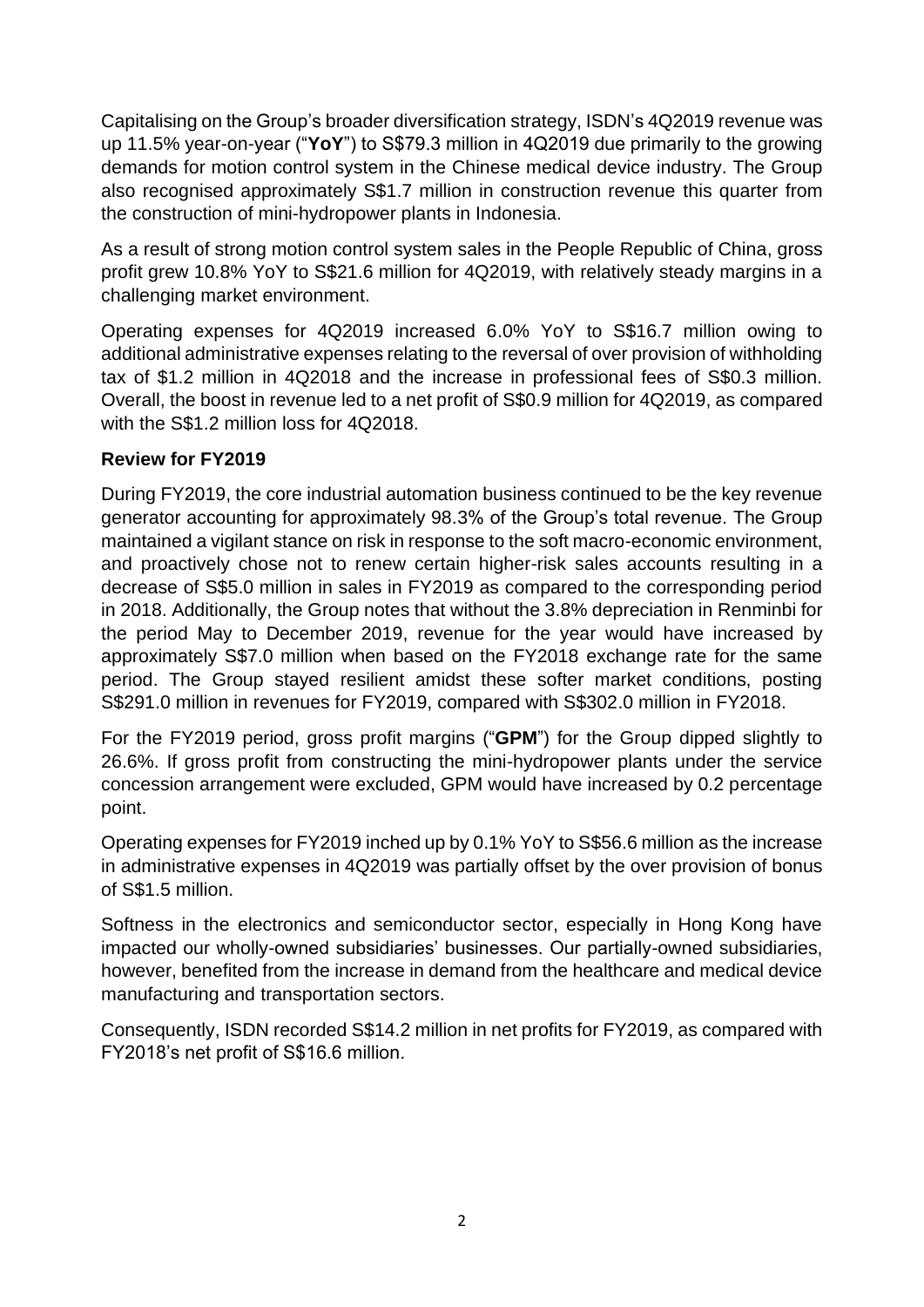Capitalising on the Group's broader diversification strategy, ISDN's 4Q2019 revenue was up 11.5% year-on-year ("**YoY**") to S$79.3 million in 4Q2019 due primarily to the growing demands for motion control system in the Chinese medical device industry. The Group also recognised approximately S$1.7 million in construction revenue this quarter from the construction of mini-hydropower plants in Indonesia.

As a result of strong motion control system sales in the People Republic of China, gross profit grew 10.8% YoY to S$21.6 million for 4Q2019, with relatively steady margins in a challenging market environment.

Operating expenses for 4Q2019 increased 6.0% YoY to S$16.7 million owing to additional administrative expenses relating to the reversal of over provision of withholding tax of $1.2 million in 4Q2018 and the increase in professional fees of S$0.3 million. Overall, the boost in revenue led to a net profit of S$0.9 million for 4Q2019, as compared with the S$1.2 million loss for 4Q2018.

**Review for FY2019**

During FY2019, the core industrial automation business continued to be the key revenue generator accounting for approximately 98.3% of the Group's total revenue. The Group maintained a vigilant stance on risk in response to the soft macro-economic environment, and proactively chose not to renew certain higher-risk sales accounts resulting in a decrease of S$5.0 million in sales in FY2019 as compared to the corresponding period in 2018. Additionally, the Group notes that without the 3.8% depreciation in Renminbi for the period May to December 2019, revenue for the year would have increased by approximately S$7.0 million when based on the FY2018 exchange rate for the same period. The Group stayed resilient amidst these softer market conditions, posting S$291.0 million in revenues for FY2019, compared with S$302.0 million in FY2018.

For the FY2019 period, gross profit margins ("**GPM**") for the Group dipped slightly to 26.6%. If gross profit from constructing the mini-hydropower plants under the service concession arrangement were excluded, GPM would have increased by 0.2 percentage point.

Operating expenses for FY2019 inched up by 0.1% YoY to S$56.6 million as the increase in administrative expenses in 4Q2019 was partially offset by the over provision of bonus of S$1.5 million.

Softness in the electronics and semiconductor sector, especially in Hong Kong have impacted our wholly-owned subsidiaries' businesses. Our partially-owned subsidiaries, however, benefited from the increase in demand from the healthcare and medical device manufacturing and transportation sectors.

Consequently, ISDN recorded S$14.2 million in net profits for FY2019, as compared with FY2018's net profit of S$16.6 million.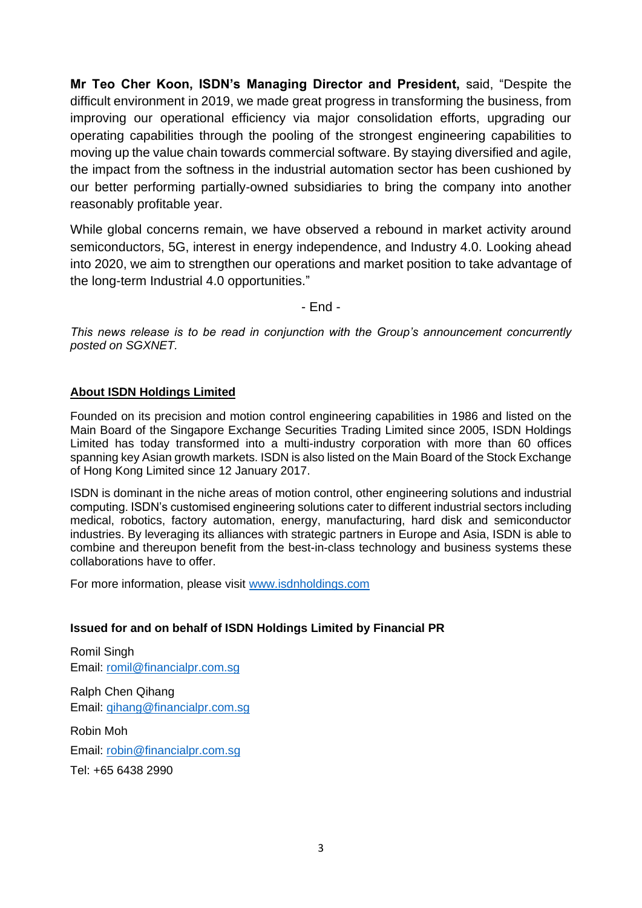**Mr Teo Cher Koon, ISDN's Managing Director and President,** said, "Despite the difficult environment in 2019, we made great progress in transforming the business, from improving our operational efficiency via major consolidation efforts, upgrading our operating capabilities through the pooling of the strongest engineering capabilities to moving up the value chain towards commercial software. By staying diversified and agile, the impact from the softness in the industrial automation sector has been cushioned by our better performing partially-owned subsidiaries to bring the company into another reasonably profitable year.

While global concerns remain, we have observed a rebound in market activity around semiconductors, 5G, interest in energy independence, and Industry 4.0. Looking ahead into 2020, we aim to strengthen our operations and market position to take advantage of the long-term Industrial 4.0 opportunities."

- End -

*This news release is to be read in conjunction with the Group's announcement concurrently posted on SGXNET.*

**About ISDN Holdings Limited**

Founded on its precision and motion control engineering capabilities in 1986 and listed on the Main Board of the Singapore Exchange Securities Trading Limited since 2005, ISDN Holdings Limited has today transformed into a multi-industry corporation with more than 60 offices spanning key Asian growth markets. ISDN is also listed on the Main Board of the Stock Exchange of Hong Kong Limited since 12 January 2017.

ISDN is dominant in the niche areas of motion control, other engineering solutions and industrial computing. ISDN's customised engineering solutions cater to different industrial sectors including medical, robotics, factory automation, energy, manufacturing, hard disk and semiconductor industries. By leveraging its alliances with strategic partners in Europe and Asia, ISDN is able to combine and thereupon benefit from the best-in-class technology and business systems these collaborations have to offer.

For more information, please visit www.isdnholdings.com

**Issued for and on behalf of ISDN Holdings Limited by Financial PR**

Romil Singh
Email: romil@financialpr.com.sg

Ralph Chen Qihang
Email: qihang@financialpr.com.sg

Robin Moh
Email: robin@financialpr.com.sg

Tel: +65 6438 2990